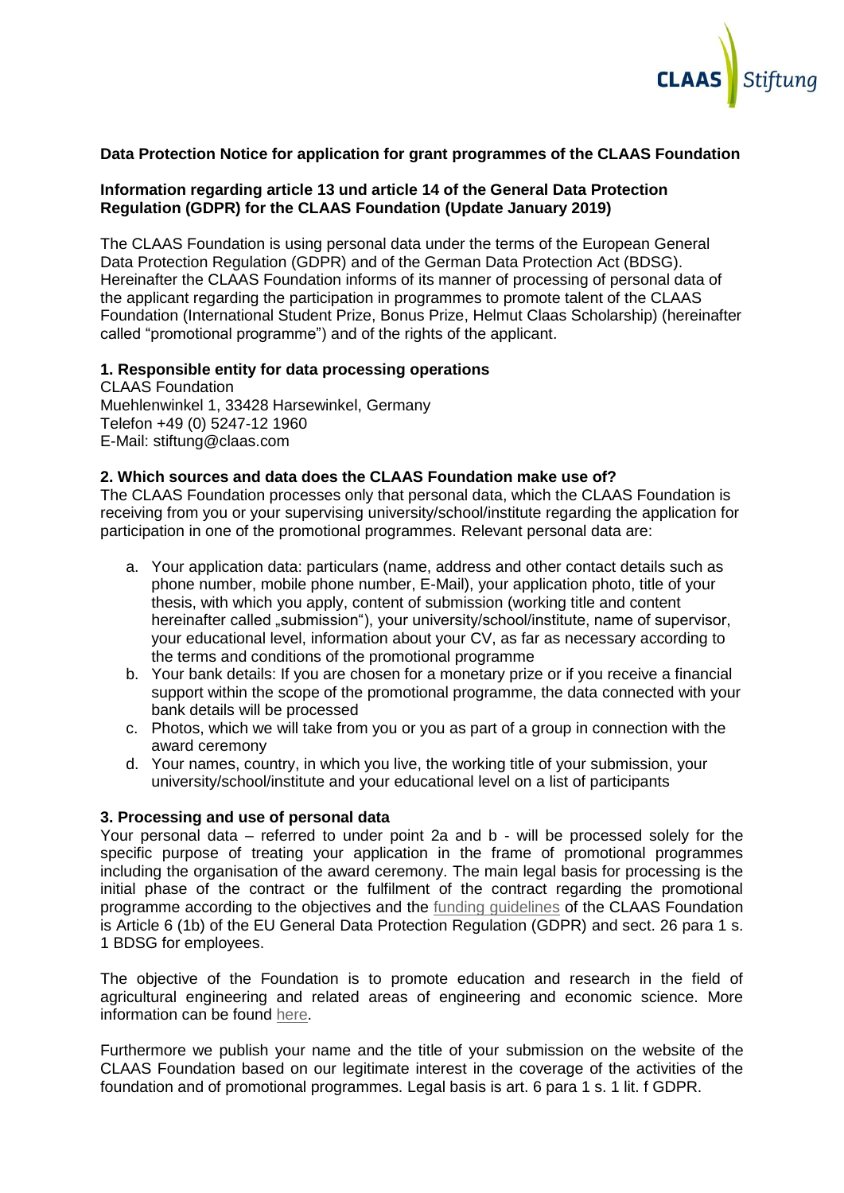**Data Protection Notice for application for grant programmes of the CLAAS Foundation**

**Information regarding article 13 und article 14 of the General Data Protection Regulation (GDPR) for the CLAAS Foundation (Update January 2019)**

The CLAAS Foundation is using personal data under the terms of the European General Data Protection Regulation (GDPR) and of the German Data Protection Act (BDSG). Hereinafter the CLAAS Foundation informs of its manner of processing of personal data of the applicant regarding the participation in programmes to promote talent of the CLAAS Foundation (International Student Prize, Bonus Prize, Helmut Claas Scholarship) (hereinafter called "promotional programme") and of the rights of the applicant.

**1. Responsible entity for data processing operations**

CLAAS Foundation
Muehlenwinkel 1, 33428 Harsewinkel, Germany
Telefon +49 (0) 5247-12 1960
E-Mail: stiftung@claas.com

**2. Which sources and data does the CLAAS Foundation make use of?**

The CLAAS Foundation processes only that personal data, which the CLAAS Foundation is receiving from you or your supervising university/school/institute regarding the application for participation in one of the promotional programmes. Relevant personal data are:

a. Your application data: particulars (name, address and other contact details such as phone number, mobile phone number, E-Mail), your application photo, title of your thesis, with which you apply, content of submission (working title and content hereinafter called „submission"), your university/school/institute, name of supervisor, your educational level, information about your CV, as far as necessary according to the terms and conditions of the promotional programme
b. Your bank details: If you are chosen for a monetary prize or if you receive a financial support within the scope of the promotional programme, the data connected with your bank details will be processed
c. Photos, which we will take from you or you as part of a group in connection with the award ceremony
d. Your names, country, in which you live, the working title of your submission, your university/school/institute and your educational level on a list of participants

**3. Processing and use of personal data**

Your personal data – referred to under point 2a and b - will be processed solely for the specific purpose of treating your application in the frame of promotional programmes including the organisation of the award ceremony. The main legal basis for processing is the initial phase of the contract or the fulfilment of the contract regarding the promotional programme according to the objectives and the funding guidelines of the CLAAS Foundation is Article 6 (1b) of the EU General Data Protection Regulation (GDPR) and sect. 26 para 1 s. 1 BDSG for employees.

The objective of the Foundation is to promote education and research in the field of agricultural engineering and related areas of engineering and economic science. More information can be found here.

Furthermore we publish your name and the title of your submission on the website of the CLAAS Foundation based on our legitimate interest in the coverage of the activities of the foundation and of promotional programmes. Legal basis is art. 6 para 1 s. 1 lit. f GDPR.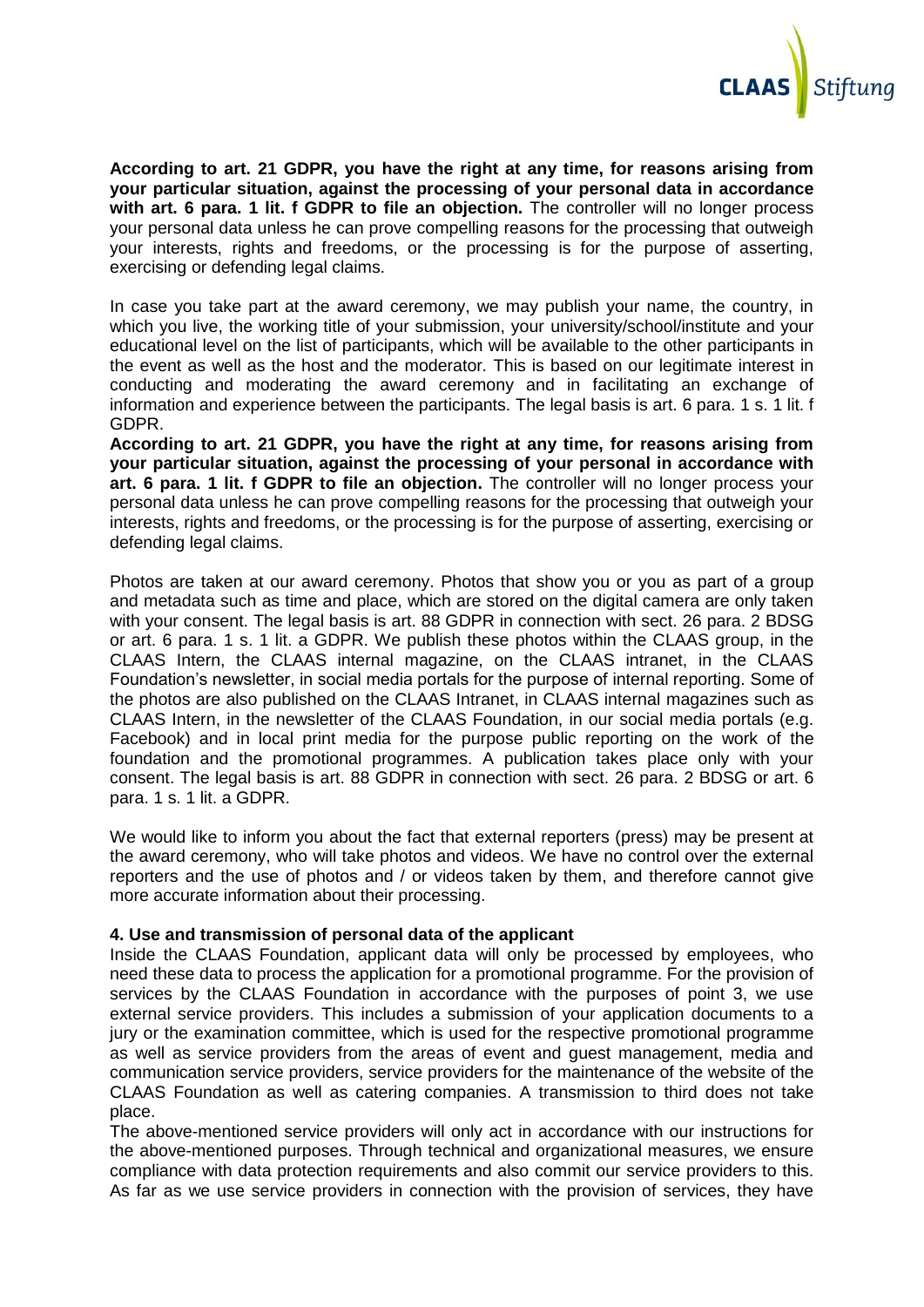**According to art. 21 GDPR, you have the right at any time, for reasons arising from your particular situation, against the processing of your personal data in accordance with art. 6 para. 1 lit. f GDPR to file an objection.** The controller will no longer process your personal data unless he can prove compelling reasons for the processing that outweigh your interests, rights and freedoms, or the processing is for the purpose of asserting, exercising or defending legal claims.

In case you take part at the award ceremony, we may publish your name, the country, in which you live, the working title of your submission, your university/school/institute and your educational level on the list of participants, which will be available to the other participants in the event as well as the host and the moderator. This is based on our legitimate interest in conducting and moderating the award ceremony and in facilitating an exchange of information and experience between the participants. The legal basis is art. 6 para. 1 s. 1 lit. f GDPR.

**According to art. 21 GDPR, you have the right at any time, for reasons arising from your particular situation, against the processing of your personal in accordance with art. 6 para. 1 lit. f GDPR to file an objection.** The controller will no longer process your personal data unless he can prove compelling reasons for the processing that outweigh your interests, rights and freedoms, or the processing is for the purpose of asserting, exercising or defending legal claims.

Photos are taken at our award ceremony. Photos that show you or you as part of a group and metadata such as time and place, which are stored on the digital camera are only taken with your consent. The legal basis is art. 88 GDPR in connection with sect. 26 para. 2 BDSG or art. 6 para. 1 s. 1 lit. a GDPR. We publish these photos within the CLAAS group, in the CLAAS Intern, the CLAAS internal magazine, on the CLAAS intranet, in the CLAAS Foundation's newsletter, in social media portals for the purpose of internal reporting. Some of the photos are also published on the CLAAS Intranet, in CLAAS internal magazines such as CLAAS Intern, in the newsletter of the CLAAS Foundation, in our social media portals (e.g. Facebook) and in local print media for the purpose public reporting on the work of the foundation and the promotional programmes. A publication takes place only with your consent. The legal basis is art. 88 GDPR in connection with sect. 26 para. 2 BDSG or art. 6 para. 1 s. 1 lit. a GDPR.

We would like to inform you about the fact that external reporters (press) may be present at the award ceremony, who will take photos and videos. We have no control over the external reporters and the use of photos and / or videos taken by them, and therefore cannot give more accurate information about their processing.

**4. Use and transmission of personal data of the applicant**

Inside the CLAAS Foundation, applicant data will only be processed by employees, who need these data to process the application for a promotional programme. For the provision of services by the CLAAS Foundation in accordance with the purposes of point 3, we use external service providers. This includes a submission of your application documents to a jury or the examination committee, which is used for the respective promotional programme as well as service providers from the areas of event and guest management, media and communication service providers, service providers for the maintenance of the website of the CLAAS Foundation as well as catering companies. A transmission to third does not take place.

The above-mentioned service providers will only act in accordance with our instructions for the above-mentioned purposes. Through technical and organizational measures, we ensure compliance with data protection requirements and also commit our service providers to this. As far as we use service providers in connection with the provision of services, they have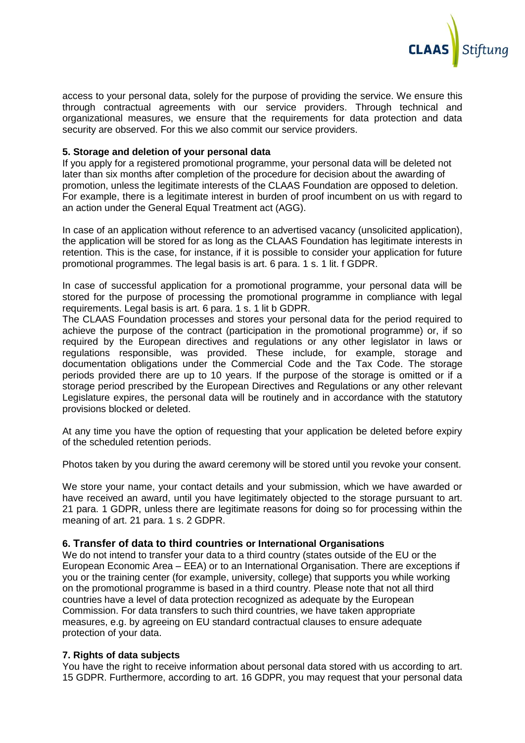access to your personal data, solely for the purpose of providing the service. We ensure this through contractual agreements with our service providers. Through technical and organizational measures, we ensure that the requirements for data protection and data security are observed. For this we also commit our service providers.

**5. Storage and deletion of your personal data**

If you apply for a registered promotional programme, your personal data will be deleted not later than six months after completion of the procedure for decision about the awarding of promotion, unless the legitimate interests of the CLAAS Foundation are opposed to deletion. For example, there is a legitimate interest in burden of proof incumbent on us with regard to an action under the General Equal Treatment act (AGG).

In case of an application without reference to an advertised vacancy (unsolicited application), the application will be stored for as long as the CLAAS Foundation has legitimate interests in retention. This is the case, for instance, if it is possible to consider your application for future promotional programmes. The legal basis is art. 6 para. 1 s. 1 lit. f GDPR.

In case of successful application for a promotional programme, your personal data will be stored for the purpose of processing the promotional programme in compliance with legal requirements. Legal basis is art. 6 para. 1 s. 1 lit b GDPR.

The CLAAS Foundation processes and stores your personal data for the period required to achieve the purpose of the contract (participation in the promotional programme) or, if so required by the European directives and regulations or any other legislator in laws or regulations responsible, was provided. These include, for example, storage and documentation obligations under the Commercial Code and the Tax Code. The storage periods provided there are up to 10 years. If the purpose of the storage is omitted or if a storage period prescribed by the European Directives and Regulations or any other relevant Legislature expires, the personal data will be routinely and in accordance with the statutory provisions blocked or deleted.

At any time you have the option of requesting that your application be deleted before expiry of the scheduled retention periods.

Photos taken by you during the award ceremony will be stored until you revoke your consent.

We store your name, your contact details and your submission, which we have awarded or have received an award, until you have legitimately objected to the storage pursuant to art. 21 para. 1 GDPR, unless there are legitimate reasons for doing so for processing within the meaning of art. 21 para. 1 s. 2 GDPR.

**6. Transfer of data to third countries or International Organisations**

We do not intend to transfer your data to a third country (states outside of the EU or the European Economic Area – EEA) or to an International Organisation. There are exceptions if you or the training center (for example, university, college) that supports you while working on the promotional programme is based in a third country. Please note that not all third countries have a level of data protection recognized as adequate by the European Commission. For data transfers to such third countries, we have taken appropriate measures, e.g. by agreeing on EU standard contractual clauses to ensure adequate protection of your data.

**7. Rights of data subjects**

You have the right to receive information about personal data stored with us according to art. 15 GDPR. Furthermore, according to art. 16 GDPR, you may request that your personal data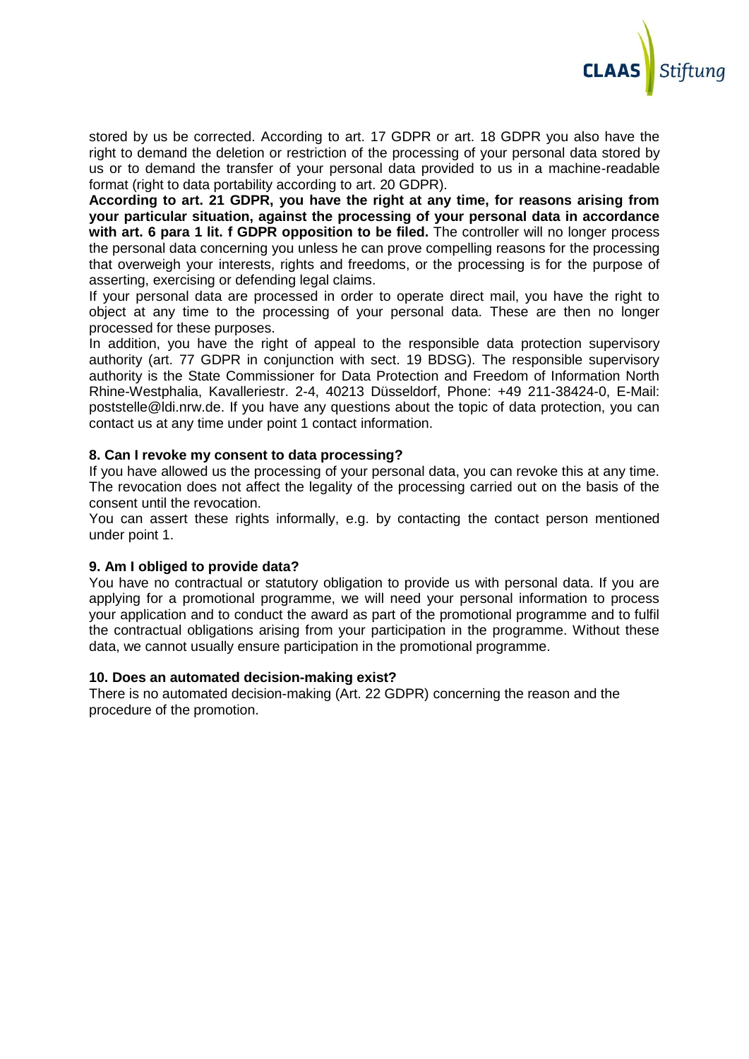stored by us be corrected. According to art. 17 GDPR or art. 18 GDPR you also have the right to demand the deletion or restriction of the processing of your personal data stored by us or to demand the transfer of your personal data provided to us in a machine-readable format (right to data portability according to art. 20 GDPR).

**According to art. 21 GDPR, you have the right at any time, for reasons arising from your particular situation, against the processing of your personal data in accordance with art. 6 para 1 lit. f GDPR opposition to be filed.** The controller will no longer process the personal data concerning you unless he can prove compelling reasons for the processing that overweigh your interests, rights and freedoms, or the processing is for the purpose of asserting, exercising or defending legal claims.

If your personal data are processed in order to operate direct mail, you have the right to object at any time to the processing of your personal data. These are then no longer processed for these purposes.

In addition, you have the right of appeal to the responsible data protection supervisory authority (art. 77 GDPR in conjunction with sect. 19 BDSG). The responsible supervisory authority is the State Commissioner for Data Protection and Freedom of Information North Rhine-Westphalia, Kavalleriestr. 2-4, 40213 Düsseldorf, Phone: +49 211-38424-0, E-Mail: poststelle@ldi.nrw.de. If you have any questions about the topic of data protection, you can contact us at any time under point 1 contact information.

### 8. Can I revoke my consent to data processing?

If you have allowed us the processing of your personal data, you can revoke this at any time. The revocation does not affect the legality of the processing carried out on the basis of the consent until the revocation.

You can assert these rights informally, e.g. by contacting the contact person mentioned under point 1.

### 9. Am I obliged to provide data?

You have no contractual or statutory obligation to provide us with personal data. If you are applying for a promotional programme, we will need your personal information to process your application and to conduct the award as part of the promotional programme and to fulfil the contractual obligations arising from your participation in the programme. Without these data, we cannot usually ensure participation in the promotional programme.

### 10. Does an automated decision-making exist?

There is no automated decision-making (Art. 22 GDPR) concerning the reason and the procedure of the promotion.